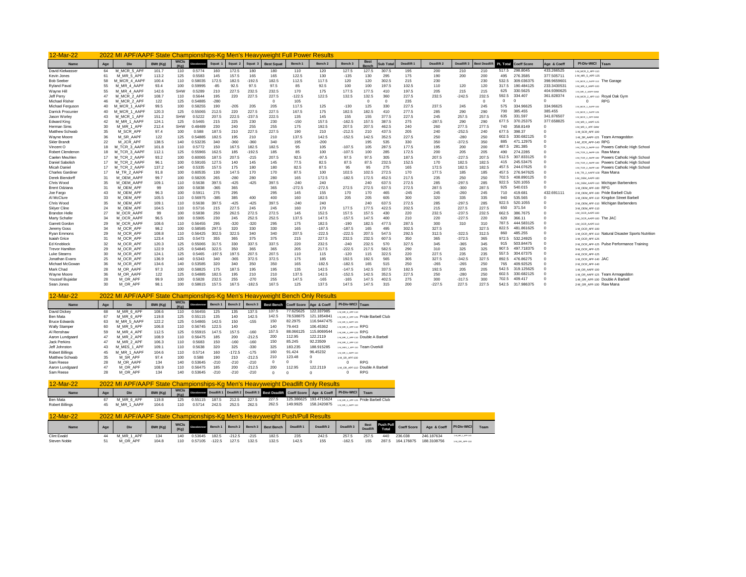## 12-Mar-22 — 2022 MI APF/AAPF State Championships-Kg Men's Heavyweight Full Power Results

| Name | Age | Div | BWt (Kg) | WtCls (Kg) | Glossbrenner | Squat 1 | Squat 2 | Squat 3 | Best Squat | Bench 1 | Bench 2 | Bench 3 | Best Bench | Sub Total | Deadlift 1 | Deadlift 2 | Deadlift 3 | Best Deadlift | PL Total | Coeff Score | Age & Coeff | Pl-Div-WtCl | Team |
|---|---|---|---|---|---|---|---|---|---|---|---|---|---|---|---|---|---|---|---|---|---|---|---|
| David Kielwasser | 64 | M_MCR_5_APF | 101.7 | 110 | 0.5774 | 160 | 172.5 | 180 | 180 | 110 | 120 | 127.5 | 127.5 | 307.5 | 195 | 200 | 210 | 210 | 517.5 | 298.8045 | 433.266525 | 1-M_MCR_5_APF-110 | |
| Kevin Jones | 61 | M_MR_5_APF | 113.2 | 125 | 0.5583 | 145 | 157.5 | 165 | 165 | 122.5 | 130 | -135 | 130 | 295 | 175 | 190 | 200 | 200 | 495 | 276.3585 | 377.505711 | 1-M_MR_5_APF-125 | |
| Bob Seeber | 58 | M_MCR_4_AAPF | 100.4 | 110 | 0.58035 | 172.5 | 182.5 | -192.5 | 182.5 | 112.5 | 117.5 | 120 | 120 | 302.5 | 215 | 230 | | 230 | 532.5 | 309.036375 | 398.9659601 | 1-M_MCR_4_AAPF-110 | The Garage |
| Ryland Paval | 55 | M_MR_4_AAPF | 93.4 | 100 | 0.59995 | -85 | 92.5 | 97.5 | 97.5 | 85 | 92.5 | 100 | 100 | 197.5 | 102.5 | 110 | 120 | 120 | 317.5 | 190.484125 | 233.3430531 | 1-M_MR_4_AAPF-100 | |
| Wayne Hill | 55 | M_MR_4_AAPF | 142.6 | SHW | 0.5289 | 210 | 227.5 | 232.5 | 232.5 | 170 | 175 | 177.5 | 177.5 | 410 | 197.5 | 205 | 215 | 215 | 625 | 330.5625 | 404.9390625 | 1-M_MR_4_AAPF-SHW | |
| Jeff Perry | 47 | M_MCR_2_APF | 108.7 | 110 | 0.5644 | 195 | 220 | 227.5 | 227.5 | -122.5 | 122.5 | 132.5 | 132.5 | 360 | 227.5 | -242.5 | 232.5 | 232.5 | 592.5 | 334.407 | 361.828374 | 1-M_MCR_2_APF-110 | Royal Oak Gym |
| Michael Risher | 46 | M_MCR_2_APF | 122 | 125 | 0.54885 | -280 | | | 0 | 105 | | | 0 | 0 | 235 | | | 0 | 0 | 0 | 0 | | RPG |
| Michael Ferguson | 40 | M_MCR_1_AAPF | 99.5 | 100 | 0.58255 | 190 | -205 | 205 | 205 | 117.5 | 125 | -130 | 125 | 330 | 227.5 | 237.5 | 245 | 245 | 575 | 334.96625 | 334.96625 | 1-M_MCR_1_AAPF-100 | |
| Darrick Procunier | 40 | M_MCR_1_AAPF | 120.3 | 125 | 0.55065 | 212.5 | 220 | 227.5 | 227.5 | 167.5 | 175 | 182.5 | 182.5 | 410 | 277.5 | 285 | 290 | 290 | 700 | 385.455 | 385.455 | 1-M_MCR_1_AAPF-125 | |
| Jason Worley | 43 | M_MCR_1_APF | 151.2 | SHW | 0.5222 | 207.5 | 222.5 | -237.5 | 222.5 | 135 | 145 | 155 | 155 | 377.5 | 227.5 | 245 | 257.5 | 257.5 | 635 | 331.597 | 341.876507 | 1-M_MCR_1_APF-SHW | |
| Edward King | 42 | M_MR_1_AAPF | 124.1 | 125 | 0.5465 | 215 | 225 | 230 | 230 | -150 | 157.5 | -162.5 | 157.5 | 387.5 | 275 | -287.5 | 290 | 290 | 677.5 | 370.25375 | 377.658825 | 1-M_MR_1_AAPF-125 | |
| Herman Sims | 30 | M_MR_1_APF | 212.4 | SHW | 0.48489 | 230 | 240 | 255 | 255 | 175 | 192.5 | 207.5 | 207.5 | 462.5 | 260 | 277.5 | 277.5 | 277.5 | 740 | 358.8149 | 0 | 1-M_MR_1_APF-SHW | |
| Matthew Schwab | 35 | M_SCR_APF | 97.4 | 100 | 0.588 | 187.5 | 210 | 227.5 | 227.5 | 190 | 210 | -212.5 | 210 | 437.5 | 205 | 240 | -252.5 | 240 | 677.5 | 398.37 | 0 | 1-M_SCR_APF-100 | |
| Wayne Moore | 36 | M_SR_AAPF | 122 | 125 | 0.54885 | 182.5 | 195 | 210 | 210 | 137.5 | 142.5 | -152.5 | 142.5 | 352.5 | 227.5 | 250 | -280 | 250 | 602.5 | 330.682125 | 0 | 1-M_SR_AAPF-125 | Team Armageddon |
| Skler Brandt | 22 | M_JCR_APF | 138.5 | 140 | 0.53235 | 340 | -360 | -360 | 340 | 195 | -200 | | 195 | 535 | 330 | 350 | -372.5 | 350 | 885 | 471.12975 | 0 | 1-M_JCR_APF-140 | RPG |
| Vincent O | 18 | M_TCR_3_AAPF | 101.8 | 110 | 0.5772 | 150 | 167.5 | 182.5 | 182.5 | 95 | 105 | -107.5 | 105 | 287.5 | 177.5 | 195 | 200 | 200 | 487.5 | 281.385 | 0 | 1-M_TCR_3_AAPF-110 | Powers Catholic High School |
| Robert Clendenon | 18 | M_TCR_3_AAPF | 112.1 | 125 | 0.55965 | 162.5 | 185 | -192.5 | 185 | 85 | 100 | -107.5 | 100 | 285 | 172.5 | 200 | 205 | 205 | 490 | 274.2285 | 0 | 1-M_TCR_3_AAPF-125 | Raw Mana |
| Caelen Meuhlen | 17 | M_TCR_2_AAPF | 93.2 | 100 | 0.60065 | 187.5 | 207.5 | -215 | 207.5 | 92.5 | -97.5 | 97.5 | 97.5 | 305 | 187.5 | 207.5 | -227.5 | 207.5 | 512.5 | 307.833125 | 0 | 1-M_TCR_2_AAPF-100 | Powers Catholic High School |
| Daniel Sabolish | 17 | M_TCR_2_AAPF | 96.1 | 100 | 0.59165 | 127.5 | 140 | 145 | 145 | 77.5 | 82.5 | 87.5 | 87.5 | 232.5 | 152.5 | 170 | 182.5 | 182.5 | 415 | 245.53475 | 0 | 2-M_TCR_2_AAPF-100 | Powers Catholic High School |
| Micah Daniel | 17 | M_TCR_2_AAPF | 137.2 | 140 | 0.5335 | 157.5 | 175 | 180 | 180 | 82.5 | 87.5 | 95 | 95 | 275 | 165 | 172.5 | 182.5 | 182.5 | 457.5 | 244.07625 | 0 | 1-M_TCR_2_AAPF-140 | Powers Catholic High School |
| Charles Gardiner | 17 | M_TR_2_AAPF | 91.8 | 100 | 0.60535 | 130 | 147.5 | 170 | 170 | 87.5 | 100 | 102.5 | 102.5 | 272.5 | 170 | 177.5 | 185 | 185 | 457.5 | 276.947625 | 0 | 1-M_TR_2_AAPF-100 | Raw Mana |
| Derek Biendorff | 31 | M_OEM_AAPF | 99.7 | 100 | 0.58205 | 265 | -280 | 280 | 280 | 165 | 172.5 | -182.5 | 172.5 | 452.5 | 217.5 | 235 | 250 | 250 | 702.5 | 408.890125 | 0 | 1-M_OEM_AAPF-100 | |
| Chris Wood | 35 | M_OEM_AAPF | 109.1 | 110 | 0.5638 | 397.5 | -425 | -425 | 397.5 | -240 | 240 | | 240 | 637.5 | 272.5 | 285 | -297.5 | 285 | 922.5 | 520.1055 | 0 | 1-M_OEM_AAPF-110 | Michigan Barbenders |
| Brent Odziana | 31 | M_OEM_APF | 99 | 100 | 0.5838 | -365 | 365 | | 365 | -272.5 | -272.5 | 272.5 | 272.5 | 637.5 | 287.5 | -300 | 287.5 | 287.5 | 925 | 540.015 | 0 | 1-M_OEM_APF-100 | RPG |
| Joe Fargo | 43 | M_OEM_APF | 96.3 | 100 | 0.5911 | 275 | 295 | | 295 | 145 | 155 | 170 | 170 | 465 | -245 | 245 | -260 | 245 | 710 | 419.681 | 432.691111 | 2-M_OEM_APF-100 | Pride Barbell Club |
| Al McClure | 33 | M_OEM_APF | 105.5 | 110 | 0.56975 | -385 | 385 | 400 | 400 | 160 | 182.5 | 205 | 205 | 605 | 300 | 320 | 335 | 335 | 940 | 535.565 | 0 | 1-M_OEM_APF-110 | Kingdon Street Barbell |
| Chris Wood | 35 | M_OEM_APF | 109.1 | 110 | 0.5638 | 397.5 | -425 | -425 | 397.5 | -240 | 240 | | 240 | 637.5 | 272.5 | 285 | -297.5 | 285 | 922.5 | 520.1055 | 0 | 2-M_OEM_APF-110 | Michigan Barbenders |
| Sklyer Cline | 24 | M_OEM_APF | 104.5 | 110 | 0.5716 | 215 | 227.5 | 245 | 245 | 160 | 170 | 177.5 | 177.5 | 422.5 | 202.5 | 215 | 227.5 | 227.5 | 650 | 371.54 | 0 | 3-M_OEM_APF-110 | |
| Brandon Helle | 27 | M_OCR_AAPF | 99 | 100 | 0.5838 | 250 | 262.5 | 272.5 | 272.5 | 145 | 152.5 | 157.5 | 157.5 | 430 | 220 | 232.5 | -237.5 | 232.5 | 662.5 | 386.7675 | 0 | 1-M_OCR_AAPF-100 | |
| Marty Schafer | 34 | M_OCR_AAPF | 96.5 | 100 | 0.5905 | 230 | 245 | 252.5 | 252.5 | 137.5 | 147.5 | -157.5 | 147.5 | 400 | 210 | 220 | -227.5 | 220 | 620 | 366.11 | 0 | 2-M_OCR_AAPF-100 | The JAC |
| Garrett Gordon | 29 | M_OCR_AAPF | 108.6 | 110 | 0.56455 | 295 | -320 | -320 | 295 | 175 | 182.5 | -190 | 182.5 | 477.5 | 287.5 | 300 | 310 | 310 | 787.5 | 444.583125 | 0 | 1-M_OCR_AAPF-110 | |
| Jeremy Goss | 34 | M_OCR_APF | 98.2 | 100 | 0.58585 | 297.5 | 320 | 330 | 330 | 165 | -187.5 | -187.5 | 165 | 495 | 302.5 | 327.5 | | 327.5 | 822.5 | 481.861625 | 0 | 1-M_OCR_APF-100 | |
| Ryan Emmons | 29 | M_OCR_APF | 108.8 | 110 | 0.56425 | 302.5 | 322.5 | 340 | 340 | 207.5 | -222.5 | -222.5 | 207.5 | 547.5 | 292.5 | 312.5 | -322.5 | 312.5 | 860 | 485.255 | 0 | 1-M_OCR_APF-110 | Natural Disaster Sports Nutrition |
| Isaiah Grice | 31 | M_OCR_APF | 123.4 | 125 | 0.5473 | 355 | 365 | 375 | 375 | 215 | 227.5 | 232.5 | 232.5 | 607.5 | 350 | 365 | -372.5 | 365 | 972.5 | 532.24925 | 0 | 1-M_OCR_APF-125 | |
| Ed Knoblock | 32 | M_OCR_APF | 120.3 | 125 | 0.55065 | 317.5 | 330 | 337.5 | 337.5 | 220 | 232.5 | -240 | 232.5 | 570 | 327.5 | 345 | -365 | 345 | 915 | 503.84475 | 0 | 2-M_OCR_APF-125 | Pulse Performance Training |
| Trevor Hamilton | 29 | M_OCR_APF | 122.9 | 125 | 0.54845 | 322.5 | 350 | 365 | 365 | 205 | 217.5 | -222.5 | 217.5 | 582.5 | 290 | 310 | 325 | 325 | 907.5 | 497.718375 | 0 | 3-M_OCR_APF-125 | |
| Luke Stearns | 30 | M_OCR_APF | 124.1 | 125 | 0.5465 | -197.5 | 197.5 | 207.5 | 207.5 | 110 | 115 | -120 | 115 | 322.5 | 220 | 227.5 | 235 | 235 | 557.5 | 304.67375 | 0 | 4-M_OCR_APF-125 | |
| Jonathan Evans | 25 | M_OCR_APF | 136.9 | 140 | 0.5343 | 340 | -365 | 372.5 | 372.5 | 175 | 185 | 192.5 | 192.5 | 565 | 305 | 327.5 | -342.5 | 327.5 | 892.5 | 476.86275 | 0 | 1-M_OCR_APF-140 | JAC |
| Michael McGowan | 36 | M_OCR_APF | 134.6 | 140 | 0.53585 | 320 | 340 | 350 | 350 | 165 | -182.5 | -182.5 | 165 | 515 | 250 | -265 | -265 | 250 | 765 | 409.92525 | 0 | 2-M_OCR_APF-140 | |
| Mark Chad | 28 | M_OR_AAPF | 97.3 | 100 | 0.58825 | 175 | 187.5 | 195 | 195 | 135 | 142.5 | -147.5 | 142.5 | 337.5 | 182.5 | 192.5 | 205 | 205 | 542.5 | 319.125625 | 0 | 1-M_OR_AAPF-100 | |
| Wayne Moore | 36 | M_OR_AAPF | 122 | 125 | 0.54885 | 182.5 | 195 | 210 | 210 | 137.5 | 142.5 | -152.5 | 142.5 | 352.5 | 227.5 | 250 | -280 | 250 | 602.5 | 330.682125 | 0 | 1-M_OR_AAPF-125 | Team Armageddon |
| Youssef Bujaidar | 28 | M_OR_APF | 99.9 | 100 | 0.5828 | 232.5 | 255 | -270 | 255 | 147.5 | -165 | -165 | 147.5 | 402.5 | 275 | 300 | -317.5 | 300 | 702.5 | 409.417 | 0 | 1-M_OR_APF-100 | Double A Barbell |
| Sean Jones | 30 | M_OR_APF | 98.1 | 100 | 0.58615 | 157.5 | 167.5 | -182.5 | 167.5 | 125 | 137.5 | 147.5 | 147.5 | 315 | 200 | -227.5 | 227.5 | 227.5 | 542.5 | 317.986375 | 0 | 2-M_OR_APF-100 | Raw Mana |

## 12-Mar-22 — 2022 MI APF/AAPF State Championships-Kg Men's Heavyweight Bench Only Results

| Name | Age | Div | BWt (Kg) | WtCls (Kg) | Glossbrenner | Bench 1 | Bench 2 | Bench 3 | Best Bench | Coeff Score | Age & Coeff | Pl-Div-WtCl | Team |
|---|---|---|---|---|---|---|---|---|---|---|---|---|---|
| David Dickey | 68 | M_MR_6_APF | 108.6 | 110 | 0.56455 | 125 | 135 | 137.5 | 137.5 | 77.625625 | 122.337985 | 1-M_MR_6_APF-110 | |
| Ben Mata | 67 | M_MR_6_APF | 119.8 | 125 | 0.55115 | 135 | 140 | 142.5 | 142.5 | 78.538875 | 121.1854841 | 1-M_MR_6_APF-125 | Pride Barbell Club |
| Bruce Edwards | 63 | M_MR_5_AAPF | 122.2 | 125 | 0.54865 | 142.5 | 150 | -155 | 150 | 82.2975 | 116.9447475 | 1-M_MR_5_AAPF-125 | |
| Wally Stamper | 60 | M_MR_5_APF | 106.8 | 110 | 0.56745 | 122.5 | 140 | | 140 | 79.443 | 106.45362 | 1-M_MR_5_APF-110 | RPG |
| Al Renshaw | 59 | M_MR_4_APF | 112.5 | 125 | 0.55915 | 147.5 | 157.5 | -160 | 157.5 | 88.066125 | 115.8069544 | 1-M_MR_4_APF-125 | RPG |
| Aaron Lundgaard | 47 | M_MR_2_APF | 108.9 | 110 | 0.56475 | 185 | 200 | -212.5 | 200 | 112.95 | 122.2119 | 1-M_MR_2_APF-110 | Double A Barbell |
| Jack Perkins | 47 | M_MR_2_APF | 106.3 | 110 | 0.5683 | 150 | -160 | -160 | 150 | 85.245 | 92.23509 | 2-M_MR_2_APF-110 | |
| Jeff Johnston | 43 | M_MES_1_APF | 109.1 | 110 | 0.5638 | 320 | 325 | -330 | 325 | 183.235 | 188.915285 | 1-M_MES_1_APF-110 | Team Overkill |
| Robert Billings | 45 | M_MR_1_AAPF | 104.6 | 110 | 0.5714 | 160 | -172.5 | -175 | 160 | 91.424 | 96.45232 | 1-M_MR_1_AAPF-110 | |
| Matthew Schwab | 35 | M_SR_APF | 97.4 | 100 | 0.588 | 190 | 210 | -212.5 | 210 | 123.48 | 0 | 1-M_SR_APF-100 | |
| Sam Reese | 28 | M_OR_AAPF | 134 | 140 | 0.53645 | -210 | -210 | -210 | 0 | 0 | 0 | 0 | RPG |
| Aaron Lundgaard | 47 | M_OR_APF | 108.9 | 110 | 0.56475 | 185 | 200 | -212.5 | 200 | 112.95 | 122.2119 | 1-M_OR_APF-110 | Double A Barbell |
| Sam Reese | 28 | M_OR_APF | 134 | 140 | 0.53645 | -210 | -210 | -210 | 0 | 0 | 0 | 0 | RPG |

## 12-Mar-22 — 2022 MI APF/AAPF State Championships-Kg Men's Heavyweight Deadlift Only Results

| Name | Age | Div | BWt (Kg) | WtCls (Kg) | Glossbrenner | Deadlift 1 | Deadlift 2 | Deadlift 3 | Best Deadlift | Coeff Score | Age & Coeff | Pl-Div-WtCl | Team |
|---|---|---|---|---|---|---|---|---|---|---|---|---|---|
| Ben Mata | 67 | M_MR_6_APF | 119.8 | 125 | 0.55115 | 187.5 | 212.5 | 227.5 | 227.5 | 125.386625 | 193.4715424 | 1-M_MR_6_APF-125 | Pride Barbell Club |
| Robert Billings | 45 | M_MR_1_AAPF | 104.6 | 110 | 0.5714 | 242.5 | 252.5 | 262.5 | 262.5 | 149.9925 | 158.2420875 | 1-M_MR_1_AAPF-110 | |

## 12-Mar-22 — 2022 MI APF/AAPF State Championships-Kg Men's Heavyweight Push/Pull Results

| Name | Age | Div | BWt (Kg) | WtCls (Kg) | Glossbrenner | Bench 1 | Bench 2 | Bench 3 | Best Bench | Deadlift 1 | Deadlift 2 | Deadlift 3 | Best Deadlift | Push Pull Total | Coeff Score | Age & Coeff | Pl-Div-WtCl | Team |
|---|---|---|---|---|---|---|---|---|---|---|---|---|---|---|---|---|---|---|
| Clint Ewald | 44 | M_MR_1_APF | 134 | 140 | 0.53645 | 182.5 | -212.5 | -215 | 182.5 | 235 | 242.5 | 257.5 | 257.5 | 440 | 236.038 | 246.187634 | 1-M_MR_1_APF-140 | |
| Steven Noble | 51 | M_OR_APF | 104.8 | 110 | 0.57105 | -122.5 | 127.5 | 132.5 | 132.5 | 142.5 | 155 | -162.5 | 155 | 287.5 | 164.176875 | 188.3108756 | 1-M_OR_APF-110 | |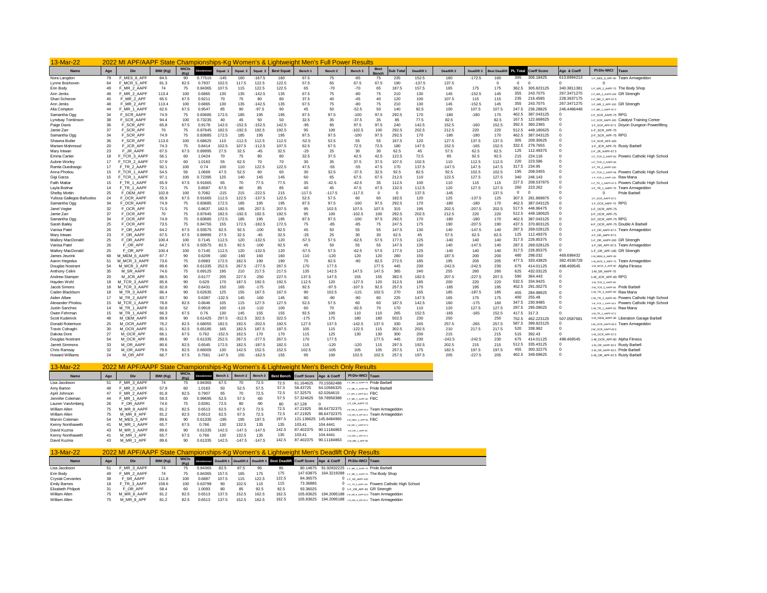## 13-Mar-22 — 2022 MI APF/AAPF State Championships-Kg Women's & Lightweight Men's Full Power Results

| Name | Age | Div | BWt (Kg) | WtCls (Kg) | Glossbrenner | Squat 1 | Squat 2 | Squat 3 | Best Squat | Bench 1 | Bench 2 | Bench 3 | Best Bench | Sub Total | Deadlift 1 | Deadlift 2 | Deadlift 3 | Best Deadlift | PL Total | Coeff Score | Age & Coeff | Pl-Div-WtCl | Team |
|---|---|---|---|---|---|---|---|---|---|---|---|---|---|---|---|---|---|---|---|---|---|---|---|
| Nora Langdon | 79 | F_MES_8_APF | 84.5 | 90 | 0.77515 | -145 | 160 | -167.5 | 160 | 67.5 | 75 | -85 | 75 | 235 | 152.5 | 160 | -172.5 | 160 | 395 | 306.18425 | 613.8994213 | 1-F_MES_8_APF-90 | Team Armageddon |
| Lynne Boshoven | 64 | F_MCR_5_APF | 81.3 | 82.5 | 0.7937 | 102.5 | 117.5 | 122.5 | 122.5 | 57.5 | 65 | 67.5 | 67.5 | 190 | -137.5 | 137.5 | | 0 | 0 | 0 | 0 | 0 | |
| Erin Body | 49 | F_MR_2_AAPF | 74 | 75 | 0.84365 | 107.5 | 115 | 122.5 | 122.5 | 65 | -70 | -70 | 65 | 187.5 | 157.5 | 165 | 175 | 175 | 362.5 | 305.823125 | 340.3811381 | 1-F_MR_2_AAPF-75 | The Body Shop |
| Ann Jenks | 48 | F_MR_2_AAPF | 113.4 | 100 | 0.6865 | 130 | 135 | -142.5 | 135 | 67.5 | 75 | -80 | 75 | 210 | 130 | 145 | -152.5 | 145 | 355 | 243.7075 | 267.3471275 | 1-F_MR_2_AAPF-100 | GR Strength |
| Shari Scherzer | 45 | F_MR_2_APF | 65.5 | 67.5 | 0.9211 | 70 | 75 | 80 | 80 | 37.5 | 40 | -45 | 40 | 120 | 100 | 107.5 | 115 | 115 | 235 | 216.4585 | 228.3637175 | 1-F_MR_2_APF-67.5 | |
| Ann Jenks | 48 | F_MR_2_APF | 113.4 | 100 | 0.6865 | 130 | 135 | -142.5 | 135 | 67.5 | 75 | -80 | 75 | 210 | 130 | 145 | -152.5 | 145 | 355 | 243.7075 | 267.3471275 | 1-F_MR_2_APF-100 | GR Strength |
| Alia Compton | 44 | F_MR_1_AAPF | 62.6 | 67.5 | 0.9547 | 85 | 90 | -97.5 | 90 | 45 | 50 | -52.5 | 50 | 140 | 92.5 | 100 | 107.5 | 107.5 | 247.5 | 236.28825 | 246.4486448 | 1-F_MR_1_AAPF-67.5 | |
| Samantha Ogg | 34 | F_SCR_AAPF | 74.9 | 75 | 0.83685 | 172.5 | 185 | 195 | 195 | 87.5 | 97.5 | -100 | 97.5 | 292.5 | 170 | -180 | -180 | 170 | 462.5 | 387.043125 | 0 | 1-F_SCR_AAPF-75 | RPG |
| Lyndsay Tomlinson | 38 | F_SCR_AAPF | 94.4 | 100 | 0.73235 | 40 | 45 | 50 | 50 | 32.5 | 35 | -37.5 | 35 | 85 | 77.5 | 82.5 | | 82.5 | 167.5 | 122.668625 | 0 | 1-F_SCR_AAPF-100 | Catalyst Training Center |
| Paige Davis | 36 | F_SCR_APF | 65.8 | 67.5 | 0.9178 | 142.5 | -152.5 | -152.5 | 142.5 | -95 | 95 | 97.5 | 97.5 | 240 | 142.5 | 152.5 | -160 | 152.5 | 392.5 | 360.2365 | 0 | 1-F_SCR_APF-67.5 | Doyon Dungeon Powerlifting |
| Jamie Zarr | 37 | F_SCR_APF | 70 | 75 | 0.87645 | 182.5 | -192.5 | 192.5 | 192.5 | 95 | 100 | -102.5 | 100 | 292.5 | 202.5 | 212.5 | 220 | 220 | 512.5 | 449.180625 | 0 | 1-F_SCR_APF-75 | |
| Samantha Ogg | 34 | F_SCR_APF | 74.9 | 75 | 0.83685 | 172.5 | 185 | 195 | 195 | 87.5 | 97.5 | -100 | 97.5 | 292.5 | 170 | -180 | -180 | 170 | 462.5 | 387.043125 | 0 | 2-F_SCR_APF-75 | RPG |
| Shawna Butler | 36 | F_SCR_APF | 113.6 | 100 | 0.68625 | 110 | -112.5 | 112.5 | 112.5 | -52.5 | 52.5 | 55 | 55 | 167.5 | 120 | 127.5 | 137.5 | 137.5 | 305 | 209.30625 | 0 | 1-F_SCR_APF-100 | |
| Mariam Mahmoud | 20 | F_JCR_APF | 74.3 | 75 | 0.8414 | 102.5 | 107.5 | -112.5 | 107.5 | 62.5 | 67.5 | 72.5 | 72.5 | 180 | 147.5 | 152.5 | -165 | 152.5 | 332.5 | 279.7655 | 0 | 1-F_JCR_APF-75 | Rusty Barbell |
| Mary Intwan | 23 | F_JR_AAPF | 67.5 | 67.5 | 0.89995 | 27.5 | 32.5 | -45 | 32.5 | -25 | 25 | 30 | 30 | 62.5 | 45 | 57.5 | 62.5 | 62.5 | 125 | 112.49375 | 0 | 1-F_JR_AAPF-67.5 | |
| Emma Cartier | 18 | F_TCR_3_AAPF | 56.1 | 60 | 1.0424 | 70 | 75 | 80 | 80 | 32.5 | 37.5 | 42.5 | 42.5 | 122.5 | 72.5 | 85 | 92.5 | 92.5 | 215 | 224.116 | 0 | 1-F_TCR_3_AAPF-60 | Powers Catholic High School |
| Aubrie Worley | 17 | F_TCR_2_AAPF | 57.9 | 60 | 1.0163 | 55 | 62.5 | 70 | 70 | 30 | 35 | 37.5 | 37.5 | 107.5 | 102.5 | 110 | 112.5 | 112.5 | 220 | 223.586 | 0 | 1-F_TCR_2_AAPF-60 | |
| Ramla Ouedraogo | 17 | F_TR_2_AAPF | 92.1 | 100 | 0.74 | 100 | 110 | 122.5 | 122.5 | 47.5 | -55 | -55 | 47.5 | 170 | 137.5 | -147.5 | 147.5 | 147.5 | 317.5 | 234.95 | 0 | 1-F_TR_2_AAPF-100 | |
| Anna Photiou | 15 | F_TCR_1_AAPF | 54.5 | 56 | 1.0669 | 47.5 | 52.5 | 60 | 60 | 30 | 32.5 | -37.5 | 32.5 | 92.5 | 82.5 | 92.5 | 102.5 | 102.5 | 195 | 208.0455 | 0 | 1-F_TCR_1_AAPF-56 | Powers Catholic High School |
| Gigi Garza | 15 | F_TCR_1_AAPF | 97.1 | 100 | 0.72395 | 125 | 140 | 145 | 145 | 60 | 65 | 67.5 | 67.5 | 212.5 | 110 | 122.5 | 127.5 | 127.5 | 340 | 246.143 | 0 | 1-F_TCR_1_AAPF-100 | Raw Mana |
| Faith Mattar | 15 | F_TR_1_AAPF | 65.9 | 67.5 | 0.91665 | 65 | 70 | 77.5 | 77.5 | 35 | -42.5 | -42.5 | 35 | 112.5 | 100 | 110 | 115 | 115 | 227.5 | 208.537875 | 0 | 1-F_TR_1_AAPF-67.5 | Powers Catholic High School |
| Layla Bodnar | 14 | F_TR_1_AAPF | 72.1 | 75 | 0.8587 | 67.5 | 80 | 85 | 85 | 40 | 45 | 47.5 | 47.5 | 132.5 | 112.5 | 120 | 127.5 | 127.5 | 260 | 223.262 | 0 | 1-F_TR_1_AAPF-75 | Team Armageddon |
| Shelby Mottin | 25 | F_OEM_APF | 102.8 | 100 | 0.7082 | -215 | 215 | 222.5 | 222.5 | -117.5 | -117.5 | -117.5 | 0 | 0 | 137.5 | -145 | | 137.5 | 0 | 0 | 0 | 0 | Pride Barbell |
| Yulissa Gallegos-Bañuelos | 24 | F_OCR_AAPF | 65.9 | 67.5 | 0.91665 | 112.5 | 122.5 | -137.5 | 122.5 | 52.5 | 57.5 | 60 | 60 | 182.5 | 120 | 125 | -137.5 | 125 | 307.5 | 281.869875 | 0 | 1-F_OCR_AAPF-67.5 | |
| Samantha Ogg | 34 | F_OCR_AAPF | 74.9 | 75 | 0.83685 | 172.5 | 185 | 195 | 195 | 87.5 | 97.5 | -100 | 97.5 | 292.5 | 170 | -180 | -180 | 170 | 462.5 | 387.043125 | 0 | 1-F_OCR_AAPF-75 | RPG |
| Janel Vegter | 32 | F_OCR_APF | 71.5 | 75 | 0.8637 | 182.5 | 195 | 207.5 | 207.5 | 95 | 102.5 | 107.5 | 107.5 | 315 | 195 | 202.5 | -207.5 | 202.5 | 517.5 | 446.96475 | 0 | 1-F_OCR_APF-75 | |
| Jamie Zarr | 37 | F_OCR_APF | 70 | 75 | 0.87645 | 182.5 | -192.5 | 192.5 | 192.5 | 95 | 100 | -102.5 | 100 | 292.5 | 202.5 | 212.5 | 220 | 220 | 512.5 | 449.180625 | 0 | 2-F_OCR_APF-75 | |
| Samantha Ogg | 34 | F_OCR_APF | 74.9 | 75 | 0.83685 | 172.5 | 185 | 195 | 195 | 87.5 | 97.5 | -100 | 97.5 | 292.5 | 170 | -180 | -180 | 170 | 462.5 | 387.043125 | 0 | 3-F_OCR_APF-75 | RPG |
| Sarah Bailey | 25 | F_OCR_APF | 73.5 | 75 | 0.84755 | 155 | 172.5 | -182.5 | 172.5 | 75 | -85 | -85 | 75 | 247.5 | 175 | 190 | -207.5 | 190 | 437.5 | 370.803125 | 0 | 4-F_OCR_APF-75 | Double A Barbell |
| Vanisa Patel | 26 | F_OR_AAPF | 64.2 | 67.5 | 0.93575 | 82.5 | 92.5 | -100 | 92.5 | 45 | 50 | 55 | 55 | 147.5 | 130 | 140 | -147.5 | 140 | 287.5 | 269.028125 | 0 | 1-F_OR_AAPF-67.5 | Team Armageddon |
| Mary Intwan | 23 | F_OR_AAPF | 67.5 | 67.5 | 0.89995 | 27.5 | 32.5 | -45 | 32.5 | -25 | 25 | 30 | 30 | 62.5 | 45 | 57.5 | 62.5 | 62.5 | 125 | 112.49375 | 0 | 2-F_OR_AAPF-67.5 | |
| Mallory MacDonald | 25 | F_OR_AAPF | 100.4 | 100 | 0.7145 | 112.5 | 120 | -132.5 | 120 | -57.5 | 57.5 | -62.5 | 57.5 | 177.5 | 125 | -140 | 140 | 140 | 317.5 | 226.85375 | 0 | 1-F_OR_AAPF-100 | GR Strength |
| Vanisa Patel | 26 | F_OR_APF | 64.2 | 67.5 | 0.93575 | 82.5 | 92.5 | -100 | 92.5 | 45 | 50 | 55 | 55 | 147.5 | 130 | 140 | -147.5 | 140 | 287.5 | 269.028125 | 0 | 1-F_OR_APF-67.5 | Team Armageddon |
| Mallory MacDonald | 25 | F_OR_APF | 100.4 | 100 | 0.7145 | 112.5 | 120 | -132.5 | 120 | -57.5 | 57.5 | -62.5 | 57.5 | 177.5 | 125 | -140 | 140 | 140 | 317.5 | 226.85375 | 0 | 1-F_OR_APF-100 | GR Strength |
| James Jeurink | 68 | M_MEM_6_AAPF | 87.7 | 90 | 0.6209 | -160 | -160 | 160 | 160 | 110 | -120 | 120 | 120 | 280 | 150 | 187.5 | 200 | 200 | 480 | 298.032 | 469.698432 | 1-M_MEM_6_AAPF-90 | |
| Aaron Hegedus | 51 | M_MCR_3_AAPF | 73.6 | 75 | 0.6983 | 172.5 | 182.5 | 190 | 190 | 75 | 82.5 | -90 | 82.5 | 272.5 | 185 | 195 | 205 | 205 | 477.5 | 333.43825 | 382.4536728 | 1-M_MCR_3_AAPF-75 | Team Armageddon |
| Douglas Nostrant | 54 | M_MCR_3_APF | 89.6 | 90 | 0.61335 | 252.5 | 267.5 | -277.5 | 267.5 | 170 | 177.5 | | 177.5 | 445 | 230 | -242.5 | -242.5 | 230 | 675 | 414.01125 | 498.469545 | 1-M_MCR_3_APF-90 | Alpha Fitness |
| Anthony Celini | 35 | M_SR_AAPF | 74.6 | 75 | 0.69125 | 195 | 210 | 217.5 | 217.5 | 135 | 142.5 | 147.5 | 147.5 | 365 | 240 | 255 | 260 | 260 | 625 | 432.03125 | 0 | 1-M_SR_AAPF-75 | |
| Andrew Stamper | 20 | M_JCR_APF | 88.5 | 90 | 0.6177 | 205 | 227.5 | -250 | 227.5 | 137.5 | 147.5 | 155 | 155 | 382.5 | 182.5 | 207.5 | -227.5 | 207.5 | 590 | 364.443 | 0 | 1-M_JCR_APF-90 | RPG |
| Hayden Wohl | 18 | M_TCR_3_AAPF | 85.8 | 90 | 0.629 | 170 | 187.5 | 192.5 | 192.5 | 112.5 | 120 | -127.5 | 120 | 312.5 | 185 | 200 | 220 | 220 | 532.5 | 334.9425 | 0 | 1-M_TCR_3_AAPF-90 | |
| Jacob Simons | 18 | M_TCR_3_AAPF | 82.8 | 90 | 0.6431 | 150 | 165 | -175 | 165 | 92.5 | -97.5 | -107.5 | 92.5 | 257.5 | 175 | -185 | 195 | 195 | 452.5 | 291.00275 | 0 | 2-M_TCR_3_AAPF-90 | Pride Barbell |
| Caden Blackburn | 18 | M_TR_3_AAPF | 86.4 | 90 | 0.62635 | 125 | 155 | 167.5 | 167.5 | 90 | 102.5 | -115 | 102.5 | 270 | 165 | 185 | -187.5 | 185 | 455 | 284.98925 | 0 | 1-M_TR_3_AAPF-90 | Raw Mana |
| Aiden Albee | 17 | M_TR_2_AAPF | 83.7 | 90 | 0.6387 | -132.5 | 145 | -160 | 145 | 80 | -90 | -90 | 80 | 225 | 147.5 | 165 | 175 | 175 | 400 | 255.48 | 0 | 1-M_TR_2_AAPF-90 | Powers Catholic High School |
| Alexander Photiou | 15 | M_TCR_1_AAPF | 78.8 | 82.5 | 0.6646 | 105 | 115 | 127.5 | 127.5 | 52.5 | 57.5 | 60 | 60 | 187.5 | 142.5 | 160 | -175 | 160 | 347.5 | 230.9485 | 0 | 1-M_TCR_1_AAPF-82.5 | Powers Catholic High School |
| Justin Sanchez | 14 | M_TR_1_AAPF | 50.8 | 52 | 0.9919 | 100 | -110 | -110 | 100 | 60 | 70 | -82.5 | 70 | 170 | 110 | 120 | 127.5 | 127.5 | 297.5 | 295.09025 | 0 | 1-M_TR_1_AAPF-52 | Raw Mana |
| Owen Fehrman | 15 | M_TR_1_AAPF | 66.3 | 67.5 | 0.76 | 130 | 145 | 155 | 155 | 92.5 | 100 | 110 | 110 | 265 | 152.5 | -165 | -165 | 152.5 | 417.5 | 317.3 | 0 | 1-M_TR_1_AAPF-67.5 | |
| Scott Kuderick | 48 | M_OEM_AAPF | 89.9 | 90 | 0.61425 | 297.5 | -312.5 | 322.5 | 322.5 | -175 | 175 | 180 | 180 | 502.5 | 230 | 250 | | 250 | 752.5 | 462.223125 | 507.0587681 | 1-M_OEM_AAPF-90 | Liberation Garage Barbell |
| Donald Robertson | 25 | M_OCR_AAPF | 76.2 | 82.5 | 0.68055 | 182.5 | 192.5 | -202.5 | 192.5 | 127.5 | 137.5 | -142.5 | 137.5 | 330 | 245 | 257.5 | -265 | 257.5 | 587.5 | 399.823125 | 0 | 1-M_OCR_AAPF-82.5 | Team Armageddon |
| Travis Colnaghi | 30 | M_OCR_AAPF | 81.1 | 82.5 | 0.65185 | 165 | 182.5 | 187.5 | 187.5 | 105 | 115 | -122.5 | 115 | 302.5 | 202.5 | 210 | 217.5 | 217.5 | 520 | 338.962 | 0 | 2-M_OCR_AAPF-82.5 | |
| Dakota Dore | 27 | M_OCR_APF | 66.1 | 67.5 | 0.762 | -152.5 | 162.5 | 170 | 170 | 115 | 125 | 130 | 130 | 300 | 200 | 215 | | 215 | 515 | 392.43 | 0 | 1-M_OCR_APF-67.5 | |
| Douglas Nostrant | 54 | M_OCR_APF | 89.6 | 90 | 0.61335 | 252.5 | 267.5 | -277.5 | 267.5 | 170 | 177.5 | | 177.5 | 445 | 230 | -242.5 | -242.5 | 230 | 675 | 414.01125 | 498.469545 | 1-M_OCR_APF-90 | Alpha Fitness |
| Jarrett Simmons | 33 | M_OR_AAPF | 80.6 | 82.5 | 0.6545 | 172.5 | 182.5 | -187.5 | 182.5 | 115 | -120 | -120 | 115 | 297.5 | 192.5 | 202.5 | 215 | 215 | 512.5 | 335.43125 | 0 | 1-M_OR_AAPF-82.5 | Rusty Barbell |
| Chris Ramsay | 32 | M_OR_AAPF | 79.6 | 82.5 | 0.66005 | 130 | 142.5 | 152.5 | 152.5 | 102.5 | -105 | 105 | 105 | 257.5 | 175 | 182.5 | 197.5 | 197.5 | 455 | 300.32275 | 0 | 2-M_OR_AAPF-82.5 | Pride Barbell |
| Howard Williams | 24 | M_OR_APF | 66.7 | 67.5 | 0.7561 | -147.5 | 155 | -162.5 | 155 | 95 | 100 | 102.5 | 102.5 | 257.5 | 197.5 | 205 | -227.5 | 205 | 462.5 | 349.69625 | 0 | 1-M_OR_APF-67.5 | Rusty Barbell |

## 13-Mar-22 — 2022 MI APF/AAPF State Championships-Kg Women's & Lightweight Men's Bench Only Results

| Name | Age | Div | BWt (Kg) | WtCls (Kg) | Glossbrenner | Bench 1 | Bench 2 | Bench 3 | Best Bench | Coeff Score | Age & Coeff | Pl-Div-WtCl | Team |
|---|---|---|---|---|---|---|---|---|---|---|---|---|---|
| Lisa Jacobson | 51 | F_MR_3_AAPF | 74 | 75 | 0.84365 | 67.5 | 70 | 72.5 | 72.5 | 61.164625 | 70.15582488 | 1-F_MR_3_AAPF-75 | Pride Barbell |
| Amy Barton | 48 | F_MR_2_AAPF | 57.9 | 60 | 1.0163 | 50 | 52.5 | 57.5 | 57.5 | 58.43725 | 64.10566325 | 1-F_MR_2_AAPF-60 | Pride Barbell |
| April Johnson | 47 | F_MR_2_AAPF | 81.8 | 82.5 | 0.7907 | 65 | 70 | 72.5 | 72.5 | 57.32575 | 62.0264615 | 1-F_MR_2_AAPF-82.5 | FBC |
| Jennifer Coleman | 44 | F_MR_1_AAPF | 59.3 | 60 | 0.99695 | 52.5 | 57.5 | -60 | 57.5 | 57.324625 | 59.78958388 | 1-F_MR_1_AAPF-60 | FBC |
| Lauren VanAmberg | 26 | F_OR_AAPF | 74.6 | 75 | 0.8391 | 72.5 | 80 | -90 | 80 | 67.128 | 0 | 1-F_OR_AAPF-75 | |
| William Allen | 75 | M_MR_8_AAPF | 81.2 | 82.5 | 0.6513 | 62.5 | 67.5 | 72.5 | 72.5 | 47.21925 | 86.64732375 | 1-M_MR_8_AAPF-82.5 | Team Armageddon |
| William Allen | 75 | M_MR_8_APF | 81.2 | 82.5 | 0.6513 | 62.5 | 67.5 | 72.5 | 72.5 | 47.21925 | 86.64732375 | 1-M_MR_8_APF-82.5 | Team Armageddon |
| Marvin Coleman | 54 | M_MES_3_APF | 89.6 | 90 | 0.61335 | -195 | 195 | 197.5 | 197.5 | 121.136625 | 145.8484965 | 1-M_MES_3_APF-90 | FBC |
| Kenny Nonthaweth | 41 | M_MR_1_AAPF | 65.7 | 67.5 | 0.766 | 130 | 132.5 | 135 | 135 | 103.41 | 104.4441 | 1-M_MR_1_AAPF-67.5 | |
| David Kuznia | 43 | M_MR_1_AAPF | 89.6 | 90 | 0.61335 | 142.5 | -147.5 | -147.5 | 142.5 | 87.402375 | 90.11184863 | 1-M_MR_1_AAPF-90 | |
| Kenny Nonthaweth | 41 | M_MR_1_APF | 65.7 | 67.5 | 0.766 | 130 | 132.5 | 135 | 135 | 103.41 | 104.4441 | 1-M_MR_1_APF-67.5 | |
| David Kuznia | 43 | M_MR_1_APF | 89.6 | 90 | 0.61335 | 142.5 | -147.5 | -147.5 | 142.5 | 87.402375 | 90.11184863 | 1-M_MR_1_APF-90 | |

## 13-Mar-22 — 2022 MI APF/AAPF State Championships-Kg Women's & Lightweight Men's Deadlift Only Results

| Name | Age | Div | BWt (Kg) | WtCls (Kg) | Glossbrenner | Deadlift 1 | Deadlift 2 | Deadlift 3 | Best Deadlift | Coeff Score | Age & Coeff | Pl-Div-WtCl | Team |
|---|---|---|---|---|---|---|---|---|---|---|---|---|---|
| Lisa Jacobson | 51 | F_MR_3_APF | 74 | 75 | 0.84365 | 82.5 | 87.5 | 95 | 95 | 80.14675 | 91.92832225 | 1-F_MR_3_AAPF-75 | Pride Barbell |
| Erin Body | 49 | F_MR_2_AAPF | 74 | 75 | 0.84365 | 157.5 | 165 | 175 | 175 | 147.63875 | 164.3219288 | 1-F_MR_2_AAPF-75 | The Body Shop |
| Crystal Cervantes | 38 | F_SR_AAPF | 111.8 | 100 | 0.6887 | 107.5 | 115 | 122.5 | 122.5 | 84.36575 | 0 | 1-F_SR_AAPF-100 | |
| Emily Barnes | 18 | F_TR_3_AAPF | 159.6 | 100 | 0.63799 | 90 | 102.5 | 115 | 115 | 73.36885 | 0 | 1-F_TR_3_AAPF-100 | Powers Catholic High School |
| Elizabeth Philpott | 31 | F_OR_APF | 58.4 | 60 | 1.0093 | 80 | 85 | 92.5 | 92.5 | 93.36025 | 0 | 1-F_OR_APF-60 | GR Strength |
| William Allen | 75 | M_MR_8_APF | 81.2 | 82.5 | 0.6513 | 137.5 | 152.5 | 162.5 | 162.5 | 105.83625 | 194.2095188 | 1-M_MR_8_AAPF-82.5 | Team Armageddon |
| William Allen | 75 | M_MR_8_APF | 81.2 | 82.5 | 0.6513 | 137.5 | 152.5 | 162.5 | 162.5 | 105.83625 | 194.2095188 | 1-M_MR_8_APF-82.5 | Team Armageddon |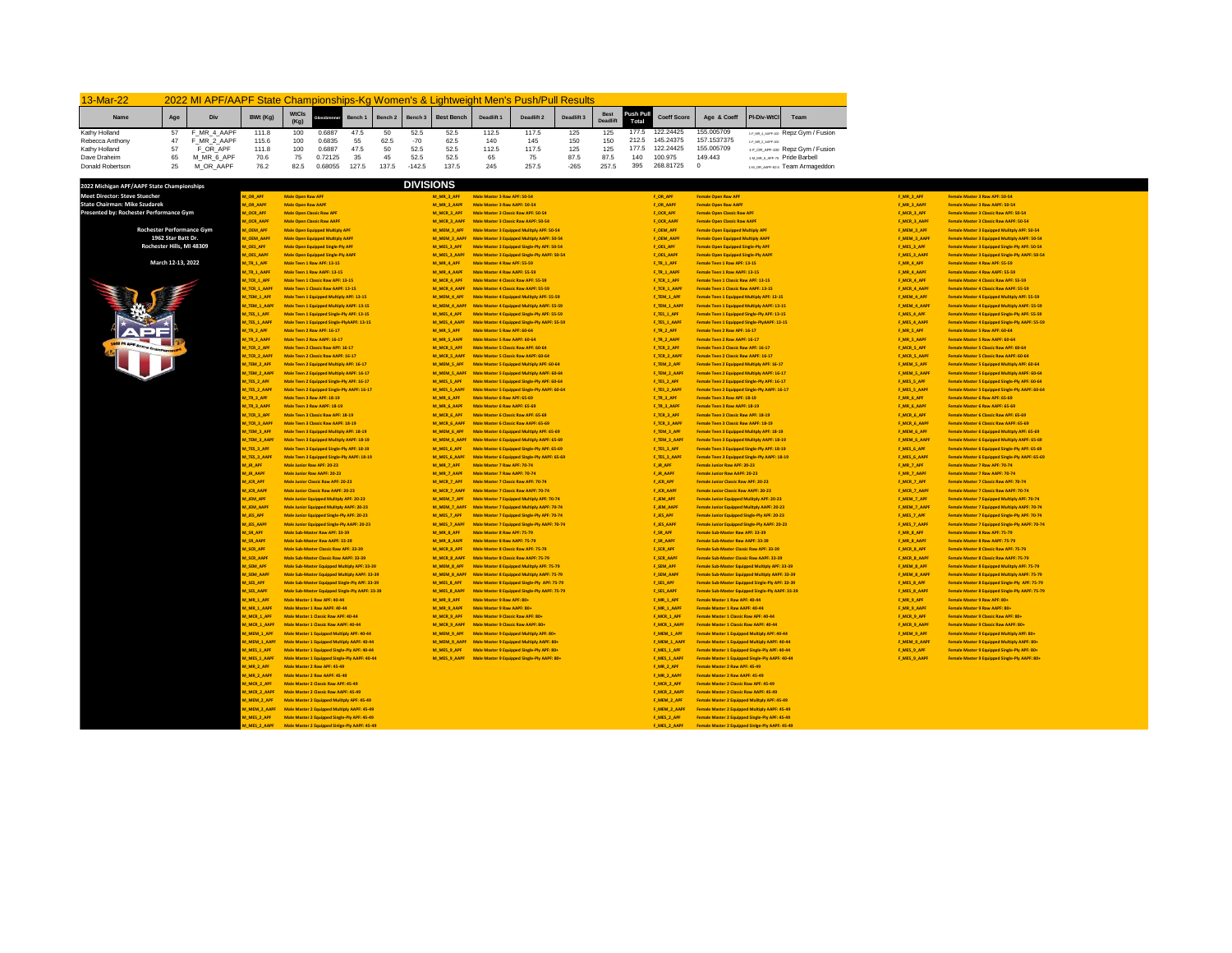# 13-Mar-22 2022 MI APF/AAPF State Championships-Kg Women's & Lightweight Men's Push/Pull Results

| Name | Age | Div | BWt (Kg) | WtCls (Kg) | Glossbrenner | Bench 1 | Bench 2 | Bench 3 | Best Bench | Deadlift 1 | Deadlift 2 | Deadlift 3 | Best Deadlift | Push Pull Total | Coeff Score | Age & Coeff | Pl-Div-WtCl | Team |
|---|---|---|---|---|---|---|---|---|---|---|---|---|---|---|---|---|---|---|
| Kathy Holland | 57 | F_MR_4_AAPF | 111.8 | 100 | 0.6887 | 47.5 | 50 | 52.5 | 52.5 | 112.5 | 117.5 | 125 | 125 | 177.5 | 122.24425 | 155.005709 | 1-F_MR_4_AAPF-100 | Repz Gym / Fusion |
| Rebecca Anthony | 47 | F_MR_2_AAPF | 115.6 | 100 | 0.6835 | 55 | 62.5 | -70 | 62.5 | 140 | 145 | 150 | 150 | 212.5 | 145.24375 | 157.1537375 | 1-F_MR_2_AAPF-100 | |
| Kathy Holland | 57 | F_OR_APF | 111.8 | 100 | 0.6887 | 47.5 | 50 | 52.5 | 52.5 | 112.5 | 117.5 | 125 | 125 | 177.5 | 122.24425 | 155.005709 | 1-F_OR_APF-100 | Repz Gym / Fusion |
| Dave Draheim | 65 | M_MR_6_APF | 70.6 | 75 | 0.72125 | 35 | 45 | 52.5 | 52.5 | 65 | 75 | 87.5 | 87.5 | 140 | 100.975 | 149.443 | 1-M_MR_6_APF-75 | Pride Barbell |
| Donald Robertson | 25 | M_OR_AAPF | 76.2 | 82.5 | 0.68055 | 127.5 | 137.5 | -142.5 | 137.5 | 245 | 257.5 | -265 | 257.5 | 395 | 268.81725 | 0 | 1-M_OR_AAPF-82.5 | Team Armageddon |

## 2022 Michigan APF/AAPF State Championships

**Meet Director: Steve Stuecher**
**State Chairman: Mike Szudarek**
**Presented by: Rochester Performance Gym**

Rochester Performance Gym
1962 Star Batt Dr.
Rochester Hills, MI 48309

March 12-13, 2022

## DIVISIONS

| | | | | | | | |
|---|---|---|---|---|---|---|---|
| M_OR_APF | Male Open Raw APF | M_MR_3_APF | Male Master 3 Raw APF: 50-54 | F_OR_APF | Female Open Raw APF | F_MR_3_APF | Female Master 3 Raw APF: 50-54 |
| M_OR_AAPF | Male Open Raw AAPF | M_MR_3_AAPF | Male Master 3 Raw AAPF: 50-54 | F_OR_AAPF | Female Open Raw AAPF | F_MR_3_AAPF | Female Master 3 Raw AAPF: 50-54 |
| M_OCR_APF | Male Open Classic Raw APF | M_MCR_3_APF | Male Master 3 Classic Raw APF: 50-54 | F_OCR_APF | Female Open Classic Raw APF | F_MCR_3_APF | Female Master 3 Classic Raw APF: 50-54 |
| M_OCR_AAPF | Male Open Classic Raw AAPF | M_MCR_3_AAPF | Male Master 3 Classic Raw AAPF: 50-54 | F_OCR_AAPF | Female Open Classic Raw AAPF | F_MCR_3_AAPF | Female Master 3 Classic Raw AAPF: 50-54 |
| M_OEM_APF | Male Open Equipped Multiply APF | M_MEM_3_APF | Male Master 3 Equipped Multiply APF: 50-54 | F_OEM_APF | Female Open Equipped Multiply APF | F_MEM_3_APF | Female Master 3 Equipped Multiply APF: 50-54 |
| M_OEM_AAPF | Male Open Equipped Multiply AAPF | M_MEM_3_AAPF | Male Master 3 Equipped Multiply AAPF: 50-54 | F_OEM_AAPF | Female Open Equipped Multiply AAPF | F_MEM_3_AAPF | Female Master 3 Equipped Multiply AAPF: 50-54 |
| M_OES_APF | Male Open Equipped Single-Ply APF | M_MES_3_APF | Male Master 3 Equipped Single-Ply APF: 50-54 | F_OES_APF | Female Open Equipped Single-Ply APF | F_MES_3_APF | Female Master 3 Equipped Single-Ply APF: 50-54 |
| M_OES_AAPF | Male Open Equipped Single-Ply AAPF | M_MES_3_AAPF | Male Master 3 Equipped Single-Ply AAPF: 50-54 | F_OES_AAPF | Female Open Equipped Single-Ply AAPF | F_MES_3_AAPF | Female Master 3 Equipped Single-Ply AAPF: 50-54 |
| M_TR_1_APF | Male Teen 1 Raw APF: 13-15 | M_MR_4_APF | Male Master 4 Raw APF: 55-59 | F_TR_1_APF | Female Teen 1 Raw APF: 13-15 | F_MR_4_APF | Female Master 4 Raw APF: 55-59 |
| M_TR_1_AAPF | Male Teen 1 Raw AAPF: 13-15 | M_MR_4_AAPF | Male Master 4 Raw AAPF: 55-59 | F_TR_1_AAPF | Female Teen 1 Raw AAPF: 13-15 | F_MR_4_AAPF | Female Master 4 Raw AAPF: 55-59 |
| M_TCR_1_APF | Male Teen 1 Classic Raw APF: 13-15 | M_MCR_4_APF | Male Master 4 Classic Raw APF: 55-59 | F_TCR_1_APF | Female Teen 1 Classic Raw APF: 13-15 | F_MCR_4_APF | Female Master 4 Classic Raw APF: 55-59 |
| M_TCR_1_AAPF | Male Teen 1 Classic Raw AAPF: 13-15 | M_MCR_4_AAPF | Male Master 4 Classic Raw AAPF: 55-59 | F_TCR_1_AAPF | Female Teen 1 Classic Raw AAPF: 13-15 | F_MCR_4_AAPF | Female Master 4 Classic Raw AAPF: 55-59 |
| M_TEM_1_APF | Male Teen 1 Equipped Multiply APF: 13-15 | M_MEM_4_APF | Male Master 4 Equipped Multiply APF: 55-59 | F_TEM_1_APF | Female Teen 1 Equipped Multiply APF: 13-15 | F_MEM_4_APF | Female Master 4 Equipped Multiply APF: 55-59 |
| M_TEM_1_AAPF | Male Teen 1 Equipped Multiply AAPF: 13-15 | M_MEM_4_AAPF | Male Master 4 Equipped Multiply AAPF: 55-59 | F_TEM_1_AAPF | Female Teen 1 Equipped Multiply AAPF: 13-15 | F_MEM_4_AAPF | Female Master 4 Equipped Multiply AAPF: 55-59 |
| M_TES_1_APF | Male Teen 1 Equipped Single-Ply APF: 13-15 | M_MES_4_APF | Male Master 4 Equipped Single-Ply APF: 55-59 | F_TES_1_APF | Female Teen 1 Equipped Single-Ply APF: 13-15 | F_MES_4_APF | Female Master 4 Equipped Single-Ply APF: 55-59 |
| M_TES_1_AAPF | Male Teen 1 Equipped Single-PlyAAPF: 13-15 | M_MES_4_AAPF | Male Master 4 Equipped Single-Ply AAPF: 55-59 | F_TES_1_AAPF | Female Teen 1 Equipped Single-PlyAAPF: 13-15 | F_MES_4_AAPF | Female Master 4 Equipped Single-Ply AAPF: 55-59 |
| M_TR_2_APF | Male Teen 2 Raw APF: 16-17 | M_MR_5_APF | Male Master 5 Raw APF: 60-64 | F_TR_2_APF | Female Teen 2 Raw APF: 16-17 | F_MR_5_APF | Female Master 5 Raw APF: 60-64 |
| M_TR_2_AAPF | Male Teen 2 Raw AAPF: 16-17 | M_MR_5_AAPF | Male Master 5 Raw AAPF: 60-64 | F_TR_2_AAPF | Female Teen 2 Raw AAPF: 16-17 | F_MR_5_AAPF | Female Master 5 Raw AAPF: 60-64 |
| M_TCR_2_APF | Male Teen 2 Classic Raw APF: 16-17 | M_MCR_5_APF | Male Master 5 Classic Raw APF: 60-64 | F_TCR_2_APF | Female Teen 2 Classic Raw APF: 16-17 | F_MCR_5_APF | Female Master 5 Classic Raw APF: 60-64 |
| M_TCR_2_AAPF | Male Teen 2 Classic Raw AAPF: 16-17 | M_MCR_5_AAPF | Male Master 5 Classic Raw AAPF: 60-64 | F_TCR_2_AAPF | Female Teen 2 Classic Raw AAPF: 16-17 | F_MCR_5_AAPF | Female Master 5 Classic Raw AAPF: 60-64 |
| M_TEM_2_APF | Male Teen 2 Equipped Multiply APF: 16-17 | M_MEM_5_APF | Male Master 5 Equipped Multiply APF: 60-64 | F_TEM_2_APF | Female Teen 2 Equipped Multiply APF: 16-17 | F_MEM_5_APF | Female Master 5 Equipped Multiply APF: 60-64 |
| M_TEM_2_AAPF | Male Teen 2 Equipped Multiply AAPF: 16-17 | M_MEM_5_AAPF | Male Master 5 Equipped Multiply AAPF: 60-64 | F_TEM_2_AAPF | Female Teen 2 Equipped Multiply AAPF: 16-17 | F_MEM_5_AAPF | Female Master 5 Equipped Multiply AAPF: 60-64 |
| M_TES_2_APF | Male Teen 2 Equipped Single-Ply APF: 16-17 | M_MES_5_APF | Male Master 5 Equipped Single-Ply APF: 60-64 | F_TES_2_APF | Female Teen 2 Equipped Single-Ply APF: 16-17 | F_MES_5_APF | Female Master 5 Equipped Single-Ply APF: 60-64 |
| M_TES_2_AAPF | Male Teen 2 Equipped Single-Ply AAPF: 16-17 | M_MES_5_AAPF | Male Master 5 Equipped Single-Ply AAPF: 60-64 | F_TES_2_AAPF | Female Teen 2 Equipped Single-Ply AAPF: 16-17 | F_MES_5_AAPF | Female Master 5 Equipped Single-Ply AAPF: 60-64 |
| M_TR_3_APF | Male Teen 3 Raw APF: 18-19 | M_MR_6_APF | Male Master 6 Raw APF: 65-69 | F_TR_3_APF | Female Teen 3 Raw APF: 18-19 | F_MR_6_APF | Female Master 6 Raw APF: 65-69 |
| M_TR_3_AAPF | Male Teen 3 Raw AAPF: 18-19 | M_MR_6_AAPF | Male Master 6 Raw AAPF: 65-69 | F_TR_3_AAPF | Female Teen 3 Raw AAPF: 18-19 | F_MR_6_AAPF | Female Master 6 Raw AAPF: 65-69 |
| M_TCR_3_APF | Male Teen 3 Classic Raw APF: 18-19 | M_MCR_6_APF | Male Master 6 Classic Raw APF: 65-69 | F_TCR_3_APF | Female Teen 3 Classic Raw APF: 18-19 | F_MCR_6_APF | Female Master 6 Classic Raw APF: 65-69 |
| M_TCR_3_AAPF | Male Teen 3 Classic Raw AAPF: 18-19 | M_MCR_6_AAPF | Male Master 6 Classic Raw AAPF: 65-69 | F_TCR_3_AAPF | Female Teen 3 Classic Raw AAPF: 18-19 | F_MCR_6_AAPF | Female Master 6 Classic Raw AAPF: 65-69 |
| M_TEM_3_APF | Male Teen 3 Equipped Multiply APF: 18-19 | M_MEM_6_APF | Male Master 6 Equipped Multiply APF: 65-69 | F_TEM_3_APF | Female Teen 3 Equipped Multiply APF: 18-19 | F_MEM_6_APF | Female Master 6 Equipped Multiply APF: 65-69 |
| M_TEM_3_AAPF | Male Teen 3 Equipped Multiply AAPF: 18-19 | M_MEM_6_AAPF | Male Master 6 Equipped Multiply AAPF: 65-69 | F_TEM_3_AAPF | Female Teen 3 Equipped Multiply AAPF: 18-19 | F_MEM_6_AAPF | Female Master 6 Equipped Multiply AAPF: 65-69 |
| M_TES_3_APF | Male Teen 3 Equipped Single-Ply APF: 18-19 | M_MES_6_APF | Male Master 6 Equipped Single-Ply APF: 65-69 | F_TES_3_APF | Female Teen 3 Equipped Single-Ply APF: 18-19 | F_MES_6_APF | Female Master 6 Equipped Single-Ply APF: 65-69 |
| M_TES_3_AAPF | Male Teen 3 Equipped Single-Ply AAPF: 18-19 | M_MES_6_AAPF | Male Master 6 Equipped Single-Ply AAPF: 65-69 | F_TES_3_AAPF | Female Teen 3 Equipped Single-Ply AAPF: 18-19 | F_MES_6_AAPF | Female Master 6 Equipped Single-Ply AAPF: 65-69 |
| M_JR_APF | Male Junior Raw APF: 20-23 | M_MR_7_APF | Male Master 7 Raw APF: 70-74 | F_JR_APF | Female Junior Raw APF: 20-23 | F_MR_7_APF | Female Master 7 Raw APF: 70-74 |
| M_JR_AAPF | Male Junior Raw AAPF: 20-23 | M_MR_7_AAPF | Male Master 7 Raw AAPF: 70-74 | F_JR_AAPF | Female Junior Raw AAPF: 20-23 | F_MR_7_AAPF | Female Master 7 Raw AAPF: 70-74 |
| M_JCR_APF | Male Junior Classic Raw APF: 20-23 | M_MCR_7_APF | Male Master 7 Classic Raw APF: 70-74 | F_JCR_APF | Female Junior Classic Raw APF: 20-23 | F_MCR_7_APF | Female Master 7 Classic Raw APF: 70-74 |
| M_JCR_AAPF | Male Junior Classic Raw AAPF: 20-23 | M_MCR_7_AAPF | Male Master 7 Classic Raw AAPF: 70-74 | F_JCR_AAPF | Female Junior Classic Raw AAPF: 20-23 | F_MCR_7_AAPF | Female Master 7 Classic Raw AAPF: 70-74 |
| M_JEM_APF | Male Junior Equipped Multiply APF: 20-23 | M_MEM_7_APF | Male Master 7 Equipped Multiply APF: 70-74 | F_JEM_APF | Female Junior Equipped Multiply APF: 20-23 | F_MEM_7_APF | Female Master 7 Equipped Multiply APF: 70-74 |
| M_JEM_AAPF | Male Junior Equipped Multiply AAPF: 20-23 | M_MEM_7_AAPF | Male Master 7 Equipped Multiply AAPF: 70-74 | F_JEM_AAPF | Female Junior Equipped Multiply AAPF: 20-23 | F_MEM_7_AAPF | Female Master 7 Equipped Multiply AAPF: 70-74 |
| M_JES_APF | Male Junior Equipped Single-Ply APF: 20-23 | M_MES_7_APF | Male Master 7 Equipped Single-Ply APF: 70-74 | F_JES_APF | Female Junior Equipped Single-Ply APF: 20-23 | F_MES_7_APF | Female Master 7 Equipped Single-Ply APF: 70-74 |
| M_JES_AAPF | Male Junior Equipped Single-Ply AAPF: 20-23 | M_MES_7_AAPF | Male Master 7 Equipped Single-Ply AAPF: 70-74 | F_JES_AAPF | Female Junior Equipped Single-Ply AAPF: 20-23 | F_MES_7_AAPF | Female Master 7 Equipped Single-Ply AAPF: 70-74 |
| M_SR_APF | Male Sub-Master Raw APF: 33-39 | M_MR_8_APF | Male Master 8 Raw APF: 75-79 | F_SR_APF | Female Sub-Master Raw APF: 33-39 | F_MR_8_APF | Female Master 8 Raw APF: 75-79 |
| M_SR_AAPF | Male Sub-Master Raw AAPF: 33-39 | M_MR_8_AAPF | Male Master 8 Raw AAPF: 75-79 | F_SR_AAPF | Female Sub-Master Raw AAPF: 33-39 | F_MR_8_AAPF | Female Master 8 Raw AAPF: 75-79 |
| M_SCR_APF | Male Sub-Master Classic Raw APF: 33-39 | M_MCR_8_APF | Male Master 8 Classic Raw APF: 75-79 | F_SCR_APF | Female Sub-Master Classic Raw APF: 33-39 | F_MCR_8_APF | Female Master 8 Classic Raw APF: 75-79 |
| M_SCR_AAPF | Male Sub-Master Classic Raw AAPF: 33-39 | M_MCR_8_AAPF | Male Master 8 Classic Raw AAPF: 75-79 | F_SCR_AAPF | Female Sub-Master Classic Raw AAPF: 33-39 | F_MCR_8_AAPF | Female Master 8 Classic Raw AAPF: 75-79 |
| M_SEM_APF | Male Sub-Master Equipped Multiply APF: 33-39 | M_MEM_8_APF | Male Master 8 Equipped Multiply APF: 75-79 | F_SEM_APF | Female Sub-Master Equipped Multiply APF: 33-39 | F_MEM_8_APF | Female Master 8 Equipped Multiply APF: 75-79 |
| M_SEM_AAPF | Male Sub-Master Equipped Multiply AAPF: 33-39 | M_MEM_8_AAPF | Male Master 8 Equipped Multiply AAPF: 75-79 | F_SEM_AAPF | Female Sub-Master Equipped Multiply AAPF: 33-39 | F_MEM_8_AAPF | Female Master 8 Equipped Multiply AAPF: 75-79 |
| M_SES_APF | Male Sub-Master Equipped Single-Ply APF: 33-39 | M_MES_8_APF | Male Master 8 Equipped Single-Ply APF: 75-79 | F_SES_APF | Female Sub-Master Equipped Single-Ply APF: 33-39 | F_MES_8_APF | Female Master 8 Equipped Single-Ply APF: 75-79 |
| M_SES_AAPF | Male Sub-Master Equipped Single-Ply AAPF: 33-39 | M_MES_8_AAPF | Male Master 8 Equipped Single-Ply AAPF: 75-79 | F_SES_AAPF | Female Sub-Master Equipped Single-Ply AAPF: 33-39 | F_MES_8_AAPF | Female Master 8 Equipped Single-Ply AAPF: 75-79 |
| M_MR_1_APF | Male Master 1 Raw APF: 40-44 | M_MR_9_APF | Male Master 9 Raw APF: 80+ | F_MR_1_APF | Female Master 1 Raw APF: 40-44 | F_MR_9_APF | Female Master 9 Raw APF: 80+ |
| M_MR_1_AAPF | Male Master 1 Raw AAPF: 40-44 | M_MR_9_AAPF | Male Master 9 Raw AAPF: 80+ | F_MR_1_AAPF | Female Master 1 Raw AAPF: 40-44 | F_MR_9_AAPF | Female Master 9 Raw AAPF: 80+ |
| M_MCR_1_APF | Male Master 1 Classic Raw APF: 40-44 | M_MCR_9_APF | Male Master 9 Classic Raw APF: 80+ | F_MCR_1_APF | Female Master 1 Classic Raw APF: 40-44 | F_MCR_9_APF | Female Master 9 Classic Raw APF: 80+ |
| M_MCR_1_AAPF | Male Master 1 Classic Raw AAPF: 40-44 | M_MCR_9_AAPF | Male Master 9 Classic Raw AAPF: 80+ | F_MCR_1_AAPF | Female Master 1 Classic Raw AAPF: 40-44 | F_MCR_9_AAPF | Female Master 9 Classic Raw AAPF: 80+ |
| M_MEM_1_APF | Male Master 1 Equipped Multiply APF: 40-44 | M_MEM_9_APF | Male Master 9 Equipped Multiply APF: 80+ | F_MEM_1_APF | Female Master 1 Equipped Multiply APF: 40-44 | F_MEM_9_APF | Female Master 9 Equipped Multiply APF: 80+ |
| M_MEM_1_AAPF | Male Master 1 Equipped Multiply AAPF: 40-44 | M_MEM_9_AAPF | Male Master 9 Equipped Multiply AAPF: 80+ | F_MEM_1_AAPF | Female Master 1 Equipped Multiply AAPF: 40-44 | F_MEM_9_AAPF | Female Master 9 Equipped Multiply AAPF: 80+ |
| M_MES_1_APF | Male Master 1 Equipped Single-Ply APF: 40-44 | M_MES_9_APF | Male Master 9 Equipped Single-Ply APF: 80+ | F_MES_1_APF | Female Master 1 Equipped Single-Ply APF: 40-44 | F_MES_9_APF | Female Master 9 Equipped Single-Ply APF: 80+ |
| M_MES_1_AAPF | Male Master 1 Equipped Single-Ply AAPF: 40-44 | M_MES_9_AAPF | Male Master 9 Equipped Single-Ply AAPF: 80+ | F_MES_1_AAPF | Female Master 1 Equipped Single-Ply AAPF: 40-44 | F_MES_9_AAPF | Female Master 9 Equipped Single-Ply AAPF: 80+ |
| M_MR_2_APF | Male Master 2 Raw APF: 45-49 | | | F_MR_2_APF | Female Master 2 Raw APF: 45-49 | | |
| M_MR_2_AAPF | Male Master 2 Raw AAPF: 45-49 | | | F_MR_2_AAPF | Female Master 2 Raw AAPF: 45-49 | | |
| M_MCR_2_APF | Male Master 2 Classic Raw APF: 45-49 | | | F_MCR_2_APF | Female Master 2 Classic Raw APF: 45-49 | | |
| M_MCR_2_AAPF | Male Master 2 Classic Raw AAPF: 45-49 | | | F_MCR_2_AAPF | Female Master 2 Classic Raw AAPF: 45-49 | | |
| M_MEM_2_APF | Male Master 2 Equipped Multiply APF: 45-49 | | | F_MEM_2_APF | Female Master 2 Equipped Multiply APF: 45-49 | | |
| M_MEM_2_AAPF | Male Master 2 Equipped Multiply AAPF: 45-49 | | | F_MEM_2_AAPF | Female Master 2 Equipped Multiply AAPF: 45-49 | | |
| M_MES_2_APF | Male Master 2 Equipped Single-Ply APF: 45-49 | | | F_MES_2_APF | Female Master 2 Equipped Single-Ply APF: 45-49 | | |
| M_MES_2_AAPF | Male Master 2 Equipped Single-Ply AAPF: 45-49 | | | F_MES_2_AAPF | Female Master 2 Equipped Single-Ply AAPF: 45-49 | | |